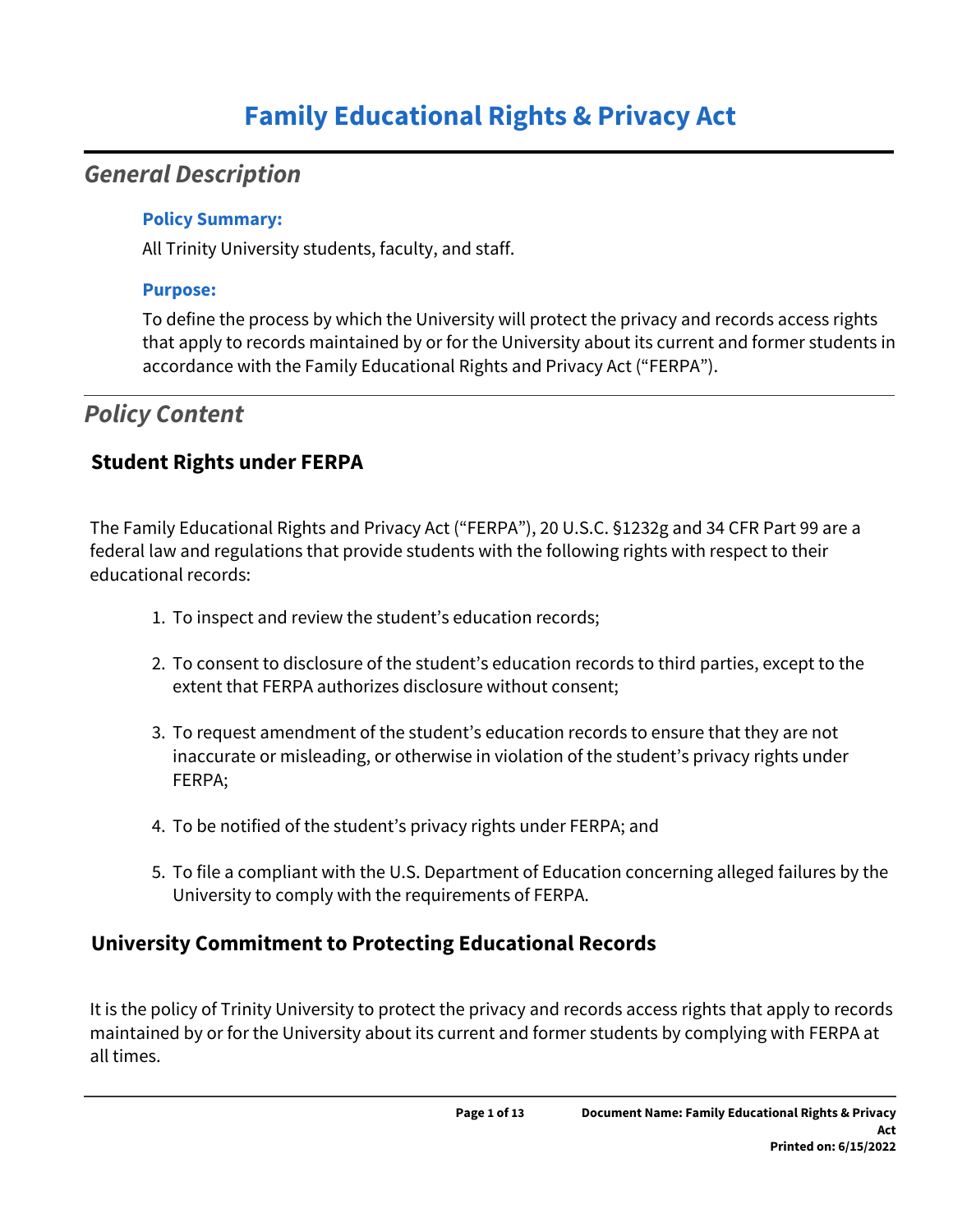# Family Educational Rights & Privacy Act

## *General Description*

### Policy Summary:

All Trinity University students, faculty, and staff.

### Purpose:

To define the process by which the University will protect the privacy and records access rights that apply to records maintained by or for the University about its current and former students in accordance with the Family Educational Rights and Privacy Act (“FERPA”).

## *Policy Content*

### Student Rights under FERPA

The Family Educational Rights and Privacy Act (“FERPA”), 20 U.S.C. §1232g and 34 CFR Part 99 are a federal law and regulations that provide students with the following rights with respect to their educational records:

1. To inspect and review the student’s education records;
2. To consent to disclosure of the student’s education records to third parties, except to the extent that FERPA authorizes disclosure without consent;
3. To request amendment of the student’s education records to ensure that they are not inaccurate or misleading, or otherwise in violation of the student’s privacy rights under FERPA;
4. To be notified of the student’s privacy rights under FERPA; and
5. To file a compliant with the U.S. Department of Education concerning alleged failures by the University to comply with the requirements of FERPA.

### University Commitment to Protecting Educational Records

It is the policy of Trinity University to protect the privacy and records access rights that apply to records maintained by or for the University about its current and former students by complying with FERPA at all times.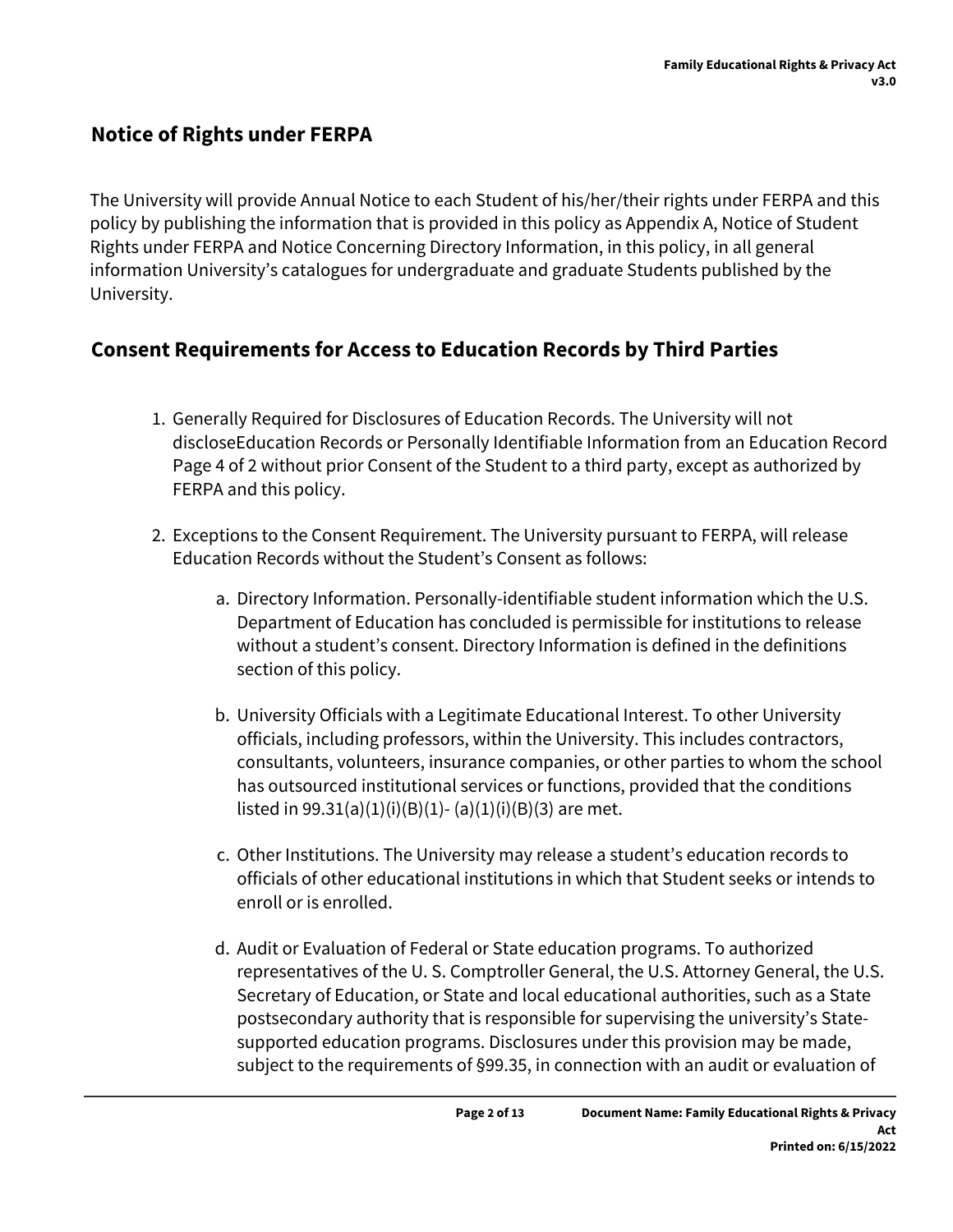## Notice of Rights under FERPA

The University will provide Annual Notice to each Student of his/her/their rights under FERPA and this policy by publishing the information that is provided in this policy as Appendix A, Notice of Student Rights under FERPA and Notice Concerning Directory Information, in this policy, in all general information University's catalogues for undergraduate and graduate Students published by the University.

## Consent Requirements for Access to Education Records by Third Parties

1. Generally Required for Disclosures of Education Records. The University will not discloseEducation Records or Personally Identifiable Information from an Education Record Page 4 of 2 without prior Consent of the Student to a third party, except as authorized by FERPA and this policy.
2. Exceptions to the Consent Requirement. The University pursuant to FERPA, will release Education Records without the Student's Consent as follows:
    a. Directory Information. Personally-identifiable student information which the U.S. Department of Education has concluded is permissible for institutions to release without a student's consent. Directory Information is defined in the definitions section of this policy.
    b. University Officials with a Legitimate Educational Interest. To other University officials, including professors, within the University. This includes contractors, consultants, volunteers, insurance companies, or other parties to whom the school has outsourced institutional services or functions, provided that the conditions listed in 99.31(a)(1)(i)(B)(1)- (a)(1)(i)(B)(3) are met.
    c. Other Institutions. The University may release a student's education records to officials of other educational institutions in which that Student seeks or intends to enroll or is enrolled.
    d. Audit or Evaluation of Federal or State education programs. To authorized representatives of the U. S. Comptroller General, the U.S. Attorney General, the U.S. Secretary of Education, or State and local educational authorities, such as a State postsecondary authority that is responsible for supervising the university's State-supported education programs. Disclosures under this provision may be made, subject to the requirements of §99.35, in connection with an audit or evaluation of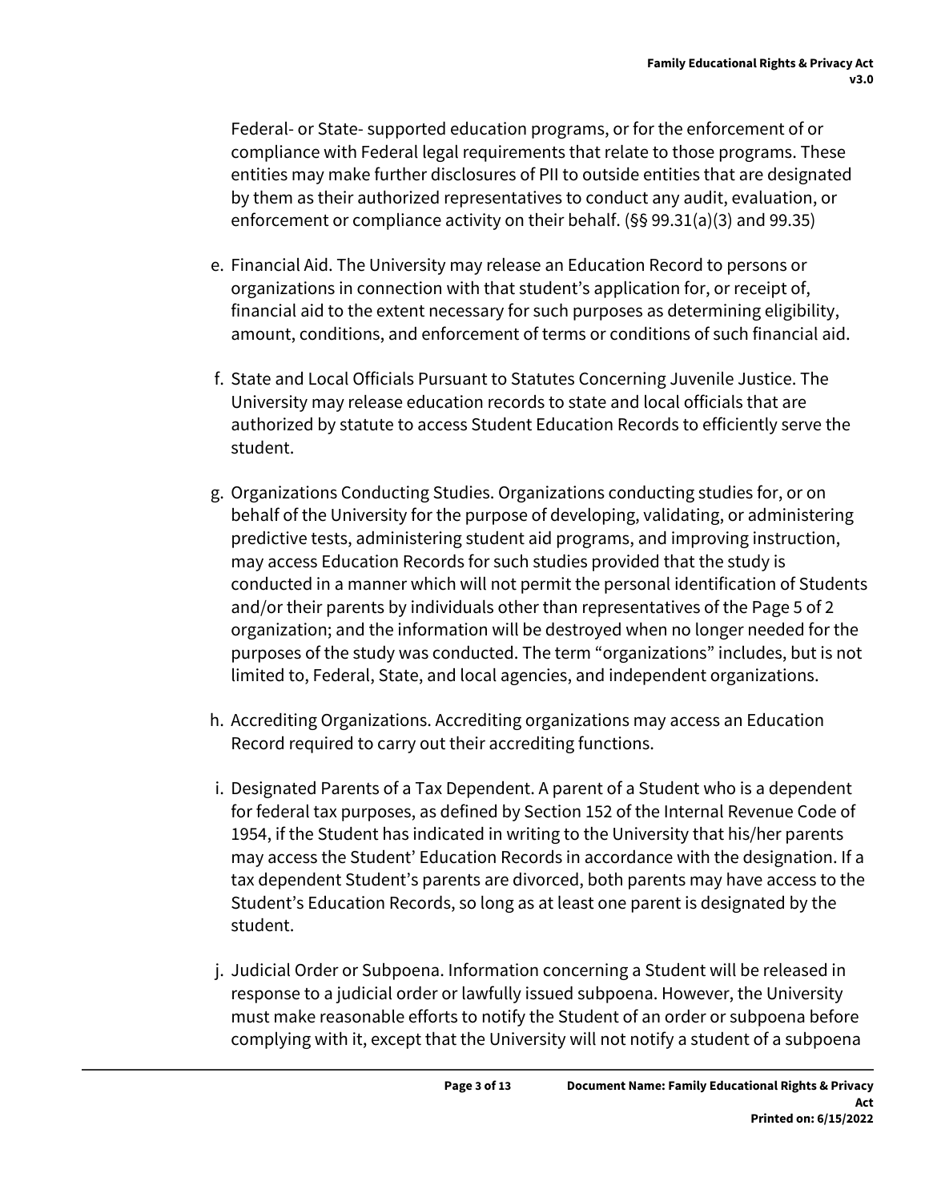Federal- or State- supported education programs, or for the enforcement of or compliance with Federal legal requirements that relate to those programs. These entities may make further disclosures of PII to outside entities that are designated by them as their authorized representatives to conduct any audit, evaluation, or enforcement or compliance activity on their behalf. (§§ 99.31(a)(3) and 99.35)

e. Financial Aid. The University may release an Education Record to persons or organizations in connection with that student's application for, or receipt of, financial aid to the extent necessary for such purposes as determining eligibility, amount, conditions, and enforcement of terms or conditions of such financial aid.

f. State and Local Officials Pursuant to Statutes Concerning Juvenile Justice. The University may release education records to state and local officials that are authorized by statute to access Student Education Records to efficiently serve the student.

g. Organizations Conducting Studies. Organizations conducting studies for, or on behalf of the University for the purpose of developing, validating, or administering predictive tests, administering student aid programs, and improving instruction, may access Education Records for such studies provided that the study is conducted in a manner which will not permit the personal identification of Students and/or their parents by individuals other than representatives of the Page 5 of 2 organization; and the information will be destroyed when no longer needed for the purposes of the study was conducted. The term "organizations" includes, but is not limited to, Federal, State, and local agencies, and independent organizations.

h. Accrediting Organizations. Accrediting organizations may access an Education Record required to carry out their accrediting functions.

i. Designated Parents of a Tax Dependent. A parent of a Student who is a dependent for federal tax purposes, as defined by Section 152 of the Internal Revenue Code of 1954, if the Student has indicated in writing to the University that his/her parents may access the Student' Education Records in accordance with the designation. If a tax dependent Student's parents are divorced, both parents may have access to the Student's Education Records, so long as at least one parent is designated by the student.

j. Judicial Order or Subpoena. Information concerning a Student will be released in response to a judicial order or lawfully issued subpoena. However, the University must make reasonable efforts to notify the Student of an order or subpoena before complying with it, except that the University will not notify a student of a subpoena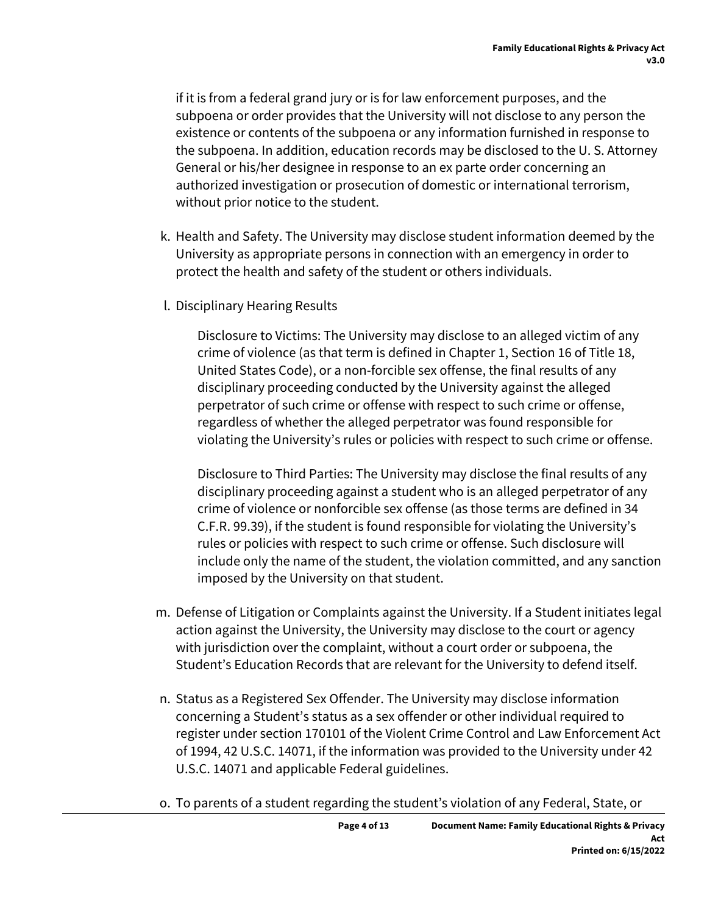if it is from a federal grand jury or is for law enforcement purposes, and the subpoena or order provides that the University will not disclose to any person the existence or contents of the subpoena or any information furnished in response to the subpoena. In addition, education records may be disclosed to the U. S. Attorney General or his/her designee in response to an ex parte order concerning an authorized investigation or prosecution of domestic or international terrorism, without prior notice to the student.

k. Health and Safety. The University may disclose student information deemed by the University as appropriate persons in connection with an emergency in order to protect the health and safety of the student or others individuals.

l. Disciplinary Hearing Results

   Disclosure to Victims: The University may disclose to an alleged victim of any crime of violence (as that term is defined in Chapter 1, Section 16 of Title 18, United States Code), or a non-forcible sex offense, the final results of any disciplinary proceeding conducted by the University against the alleged perpetrator of such crime or offense with respect to such crime or offense, regardless of whether the alleged perpetrator was found responsible for violating the University's rules or policies with respect to such crime or offense.

   Disclosure to Third Parties: The University may disclose the final results of any disciplinary proceeding against a student who is an alleged perpetrator of any crime of violence or nonforcible sex offense (as those terms are defined in 34 C.F.R. 99.39), if the student is found responsible for violating the University's rules or policies with respect to such crime or offense. Such disclosure will include only the name of the student, the violation committed, and any sanction imposed by the University on that student.

m. Defense of Litigation or Complaints against the University. If a Student initiates legal action against the University, the University may disclose to the court or agency with jurisdiction over the complaint, without a court order or subpoena, the Student's Education Records that are relevant for the University to defend itself.

n. Status as a Registered Sex Offender. The University may disclose information concerning a Student's status as a sex offender or other individual required to register under section 170101 of the Violent Crime Control and Law Enforcement Act of 1994, 42 U.S.C. 14071, if the information was provided to the University under 42 U.S.C. 14071 and applicable Federal guidelines.

o. To parents of a student regarding the student's violation of any Federal, State, or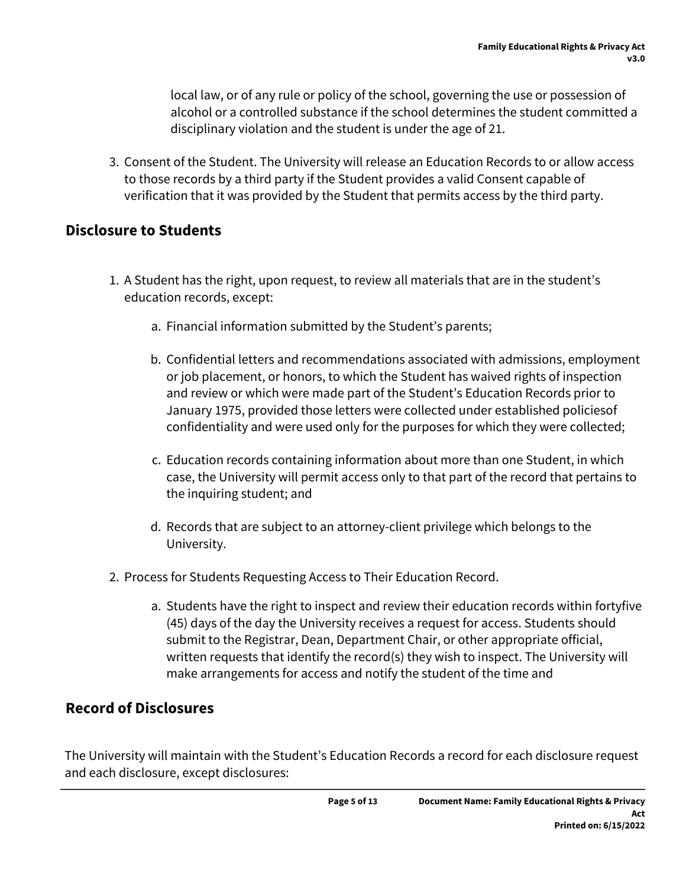local law, or of any rule or policy of the school, governing the use or possession of alcohol or a controlled substance if the school determines the student committed a disciplinary violation and the student is under the age of 21.

3. Consent of the Student. The University will release an Education Records to or allow access to those records by a third party if the Student provides a valid Consent capable of verification that it was provided by the Student that permits access by the third party.

## Disclosure to Students

1. A Student has the right, upon request, to review all materials that are in the student's education records, except:

    a. Financial information submitted by the Student's parents;

    b. Confidential letters and recommendations associated with admissions, employment or job placement, or honors, to which the Student has waived rights of inspection and review or which were made part of the Student's Education Records prior to January 1975, provided those letters were collected under established policiesof confidentiality and were used only for the purposes for which they were collected;

    c. Education records containing information about more than one Student, in which case, the University will permit access only to that part of the record that pertains to the inquiring student; and

    d. Records that are subject to an attorney-client privilege which belongs to the University.

2. Process for Students Requesting Access to Their Education Record.

    a. Students have the right to inspect and review their education records within fortyfive (45) days of the day the University receives a request for access. Students should submit to the Registrar, Dean, Department Chair, or other appropriate official, written requests that identify the record(s) they wish to inspect. The University will make arrangements for access and notify the student of the time and

## Record of Disclosures

The University will maintain with the Student's Education Records a record for each disclosure request and each disclosure, except disclosures: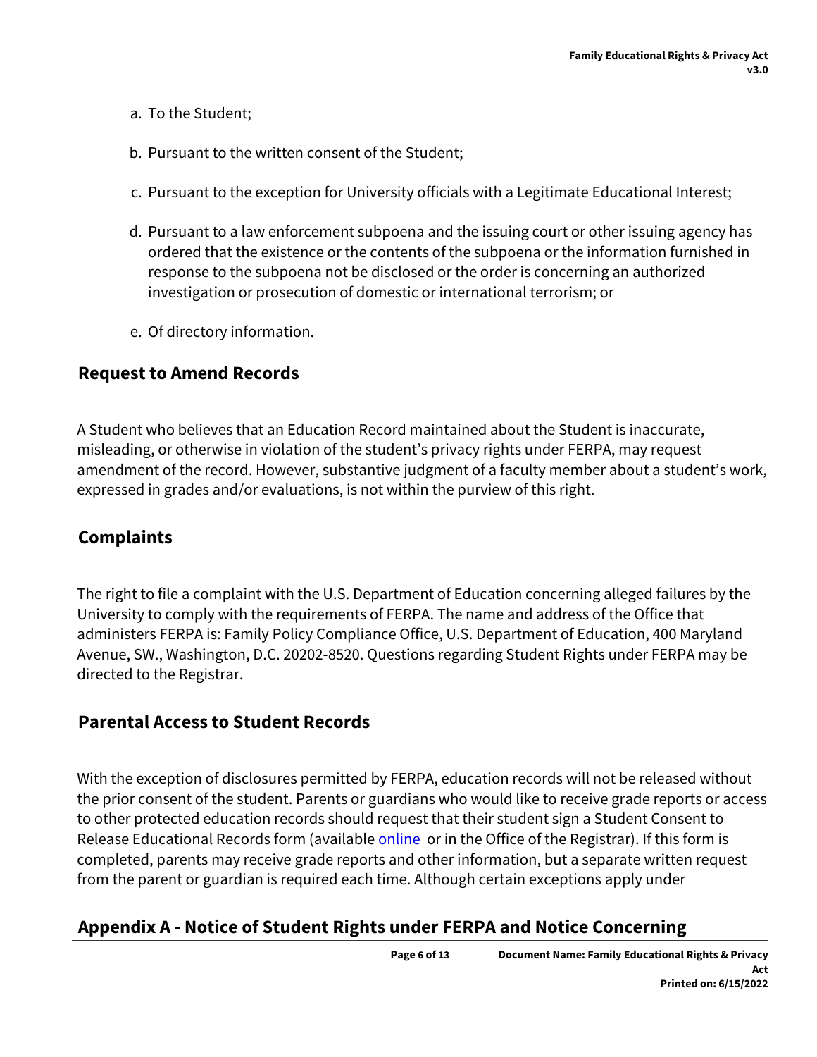a. To the Student;

b. Pursuant to the written consent of the Student;

c. Pursuant to the exception for University officials with a Legitimate Educational Interest;

d. Pursuant to a law enforcement subpoena and the issuing court or other issuing agency has ordered that the existence or the contents of the subpoena or the information furnished in response to the subpoena not be disclosed or the order is concerning an authorized investigation or prosecution of domestic or international terrorism; or

e. Of directory information.

## Request to Amend Records

A Student who believes that an Education Record maintained about the Student is inaccurate, misleading, or otherwise in violation of the student's privacy rights under FERPA, may request amendment of the record. However, substantive judgment of a faculty member about a student's work, expressed in grades and/or evaluations, is not within the purview of this right.

## Complaints

The right to file a complaint with the U.S. Department of Education concerning alleged failures by the University to comply with the requirements of FERPA. The name and address of the Office that administers FERPA is: Family Policy Compliance Office, U.S. Department of Education, 400 Maryland Avenue, SW., Washington, D.C. 20202-8520. Questions regarding Student Rights under FERPA may be directed to the Registrar.

## Parental Access to Student Records

With the exception of disclosures permitted by FERPA, education records will not be released without the prior consent of the student. Parents or guardians who would like to receive grade reports or access to other protected education records should request that their student sign a Student Consent to Release Educational Records form (available online or in the Office of the Registrar). If this form is completed, parents may receive grade reports and other information, but a separate written request from the parent or guardian is required each time. Although certain exceptions apply under

## Appendix A - Notice of Student Rights under FERPA and Notice Concerning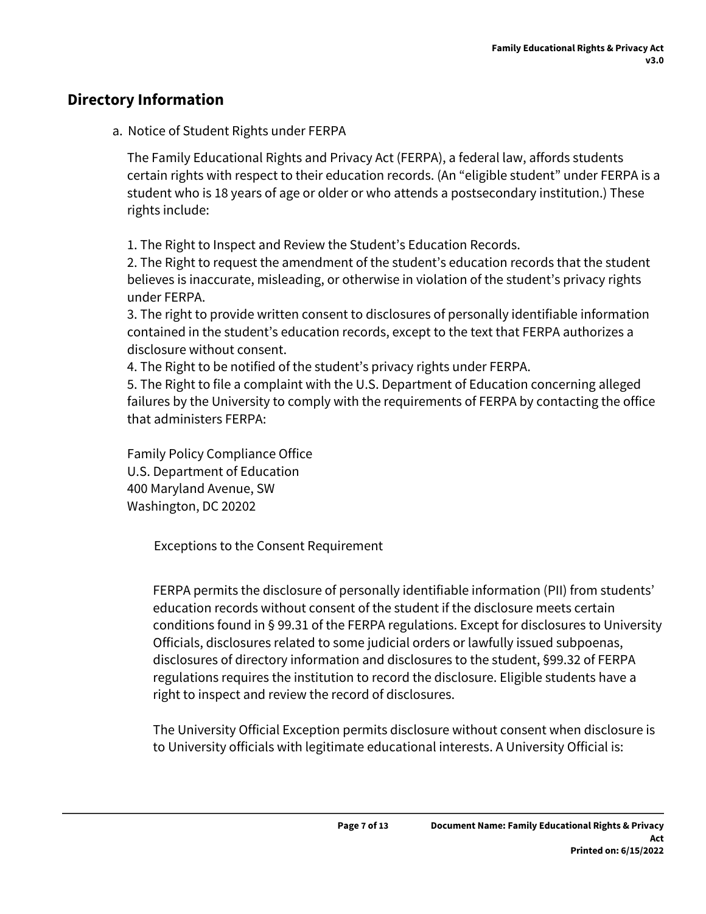## Directory Information

a. Notice of Student Rights under FERPA

The Family Educational Rights and Privacy Act (FERPA), a federal law, affords students certain rights with respect to their education records. (An "eligible student" under FERPA is a student who is 18 years of age or older or who attends a postsecondary institution.) These rights include:

1. The Right to Inspect and Review the Student's Education Records.
2. The Right to request the amendment of the student's education records that the student believes is inaccurate, misleading, or otherwise in violation of the student's privacy rights under FERPA.
3. The right to provide written consent to disclosures of personally identifiable information contained in the student's education records, except to the text that FERPA authorizes a disclosure without consent.
4. The Right to be notified of the student's privacy rights under FERPA.
5. The Right to file a complaint with the U.S. Department of Education concerning alleged failures by the University to comply with the requirements of FERPA by contacting the office that administers FERPA:

Family Policy Compliance Office
U.S. Department of Education
400 Maryland Avenue, SW
Washington, DC 20202

Exceptions to the Consent Requirement

FERPA permits the disclosure of personally identifiable information (PII) from students' education records without consent of the student if the disclosure meets certain conditions found in § 99.31 of the FERPA regulations. Except for disclosures to University Officials, disclosures related to some judicial orders or lawfully issued subpoenas, disclosures of directory information and disclosures to the student, §99.32 of FERPA regulations requires the institution to record the disclosure. Eligible students have a right to inspect and review the record of disclosures.

The University Official Exception permits disclosure without consent when disclosure is to University officials with legitimate educational interests. A University Official is: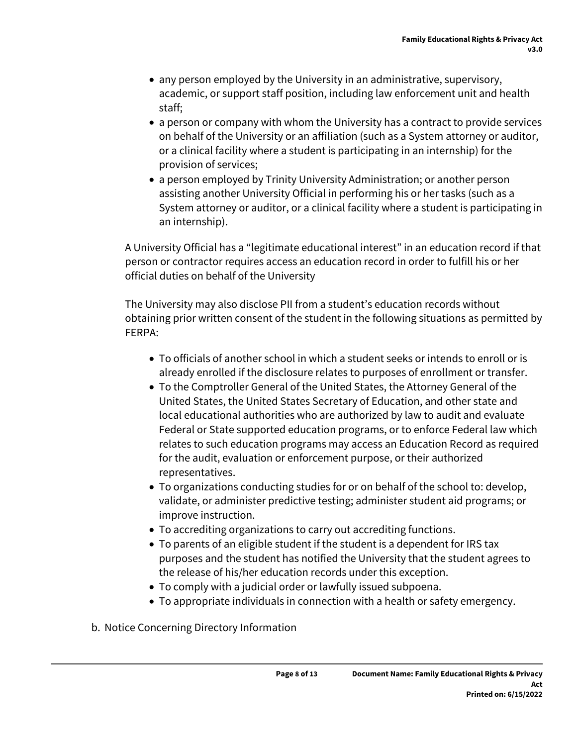- any person employed by the University in an administrative, supervisory, academic, or support staff position, including law enforcement unit and health staff;
- a person or company with whom the University has a contract to provide services on behalf of the University or an affiliation (such as a System attorney or auditor, or a clinical facility where a student is participating in an internship) for the provision of services;
- a person employed by Trinity University Administration; or another person assisting another University Official in performing his or her tasks (such as a System attorney or auditor, or a clinical facility where a student is participating in an internship).

A University Official has a "legitimate educational interest" in an education record if that person or contractor requires access an education record in order to fulfill his or her official duties on behalf of the University

The University may also disclose PII from a student's education records without obtaining prior written consent of the student in the following situations as permitted by FERPA:

- To officials of another school in which a student seeks or intends to enroll or is already enrolled if the disclosure relates to purposes of enrollment or transfer.
- To the Comptroller General of the United States, the Attorney General of the United States, the United States Secretary of Education, and other state and local educational authorities who are authorized by law to audit and evaluate Federal or State supported education programs, or to enforce Federal law which relates to such education programs may access an Education Record as required for the audit, evaluation or enforcement purpose, or their authorized representatives.
- To organizations conducting studies for or on behalf of the school to: develop, validate, or administer predictive testing; administer student aid programs; or improve instruction.
- To accrediting organizations to carry out accrediting functions.
- To parents of an eligible student if the student is a dependent for IRS tax purposes and the student has notified the University that the student agrees to the release of his/her education records under this exception.
- To comply with a judicial order or lawfully issued subpoena.
- To appropriate individuals in connection with a health or safety emergency.

b. Notice Concerning Directory Information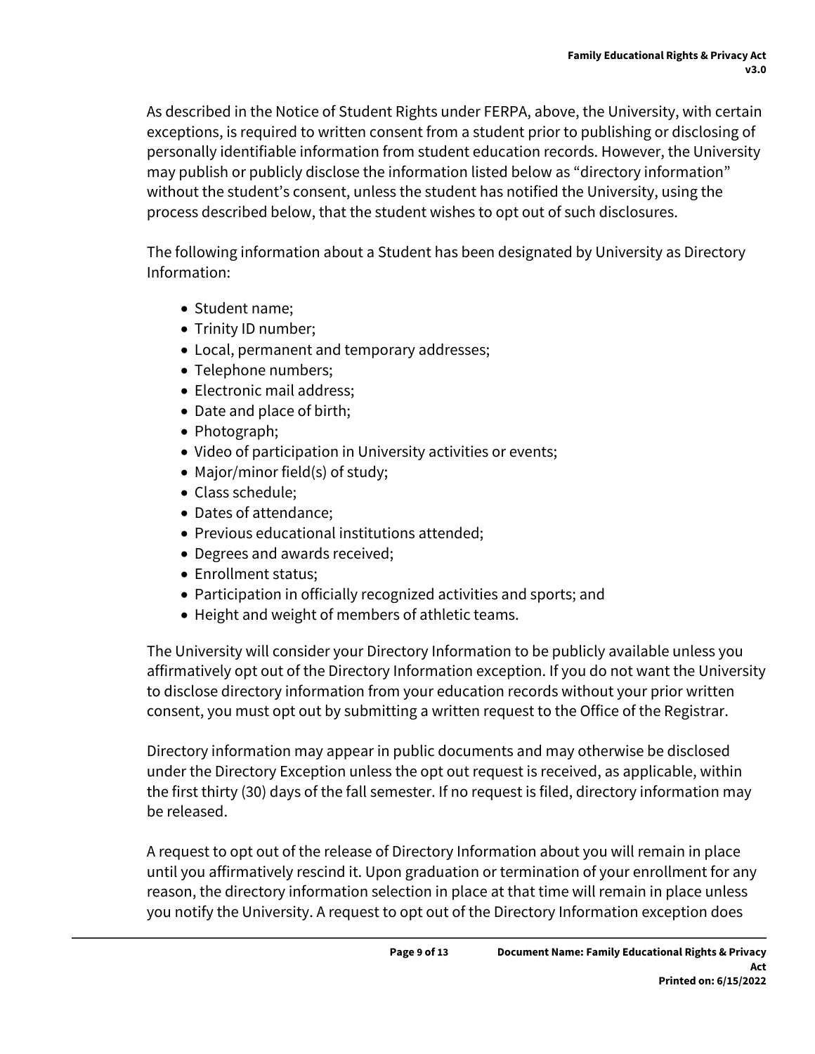As described in the Notice of Student Rights under FERPA, above, the University, with certain exceptions, is required to written consent from a student prior to publishing or disclosing of personally identifiable information from student education records. However, the University may publish or publicly disclose the information listed below as "directory information" without the student's consent, unless the student has notified the University, using the process described below, that the student wishes to opt out of such disclosures.

The following information about a Student has been designated by University as Directory Information:

- Student name;
- Trinity ID number;
- Local, permanent and temporary addresses;
- Telephone numbers;
- Electronic mail address;
- Date and place of birth;
- Photograph;
- Video of participation in University activities or events;
- Major/minor field(s) of study;
- Class schedule;
- Dates of attendance;
- Previous educational institutions attended;
- Degrees and awards received;
- Enrollment status;
- Participation in officially recognized activities and sports; and
- Height and weight of members of athletic teams.

The University will consider your Directory Information to be publicly available unless you affirmatively opt out of the Directory Information exception. If you do not want the University to disclose directory information from your education records without your prior written consent, you must opt out by submitting a written request to the Office of the Registrar.

Directory information may appear in public documents and may otherwise be disclosed under the Directory Exception unless the opt out request is received, as applicable, within the first thirty (30) days of the fall semester. If no request is filed, directory information may be released.

A request to opt out of the release of Directory Information about you will remain in place until you affirmatively rescind it. Upon graduation or termination of your enrollment for any reason, the directory information selection in place at that time will remain in place unless you notify the University. A request to opt out of the Directory Information exception does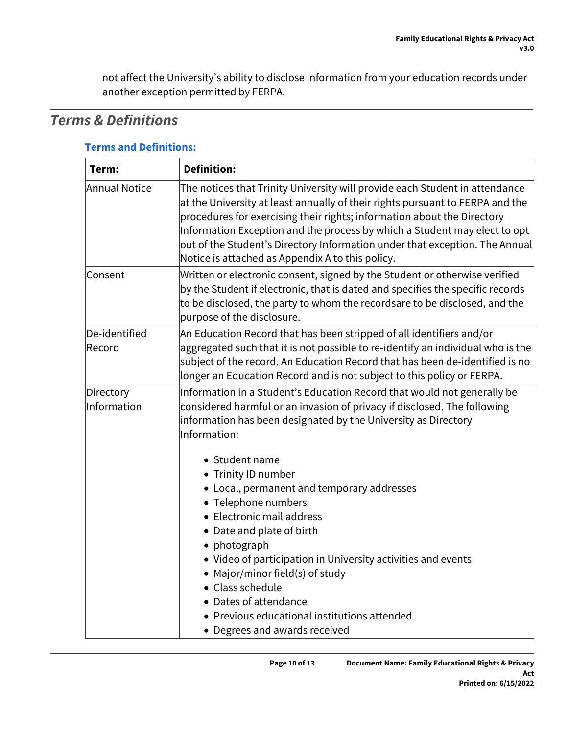not affect the University's ability to disclose information from your education records under another exception permitted by FERPA.

## *Terms & Definitions*

### Terms and Definitions:

| Term: | Definition: |
|---|---|
| Annual Notice | The notices that Trinity University will provide each Student in attendance at the University at least annually of their rights pursuant to FERPA and the procedures for exercising their rights; information about the Directory Information Exception and the process by which a Student may elect to opt out of the Student's Directory Information under that exception. The Annual Notice is attached as Appendix A to this policy. |
| Consent | Written or electronic consent, signed by the Student or otherwise verified by the Student if electronic, that is dated and specifies the specific records to be disclosed, the party to whom the recordsare to be disclosed, and the purpose of the disclosure. |
| De-identified Record | An Education Record that has been stripped of all identifiers and/or aggregated such that it is not possible to re-identify an individual who is the subject of the record. An Education Record that has been de-identified is no longer an Education Record and is not subject to this policy or FERPA. |
| Directory Information | Information in a Student's Education Record that would not generally be considered harmful or an invasion of privacy if disclosed. The following information has been designated by the University as Directory Information:<br><br>• Student name<br>• Trinity ID number<br>• Local, permanent and temporary addresses<br>• Telephone numbers<br>• Electronic mail address<br>• Date and plate of birth<br>• photograph<br>• Video of participation in University activities and events<br>• Major/minor field(s) of study<br>• Class schedule<br>• Dates of attendance<br>• Previous educational institutions attended<br>• Degrees and awards received |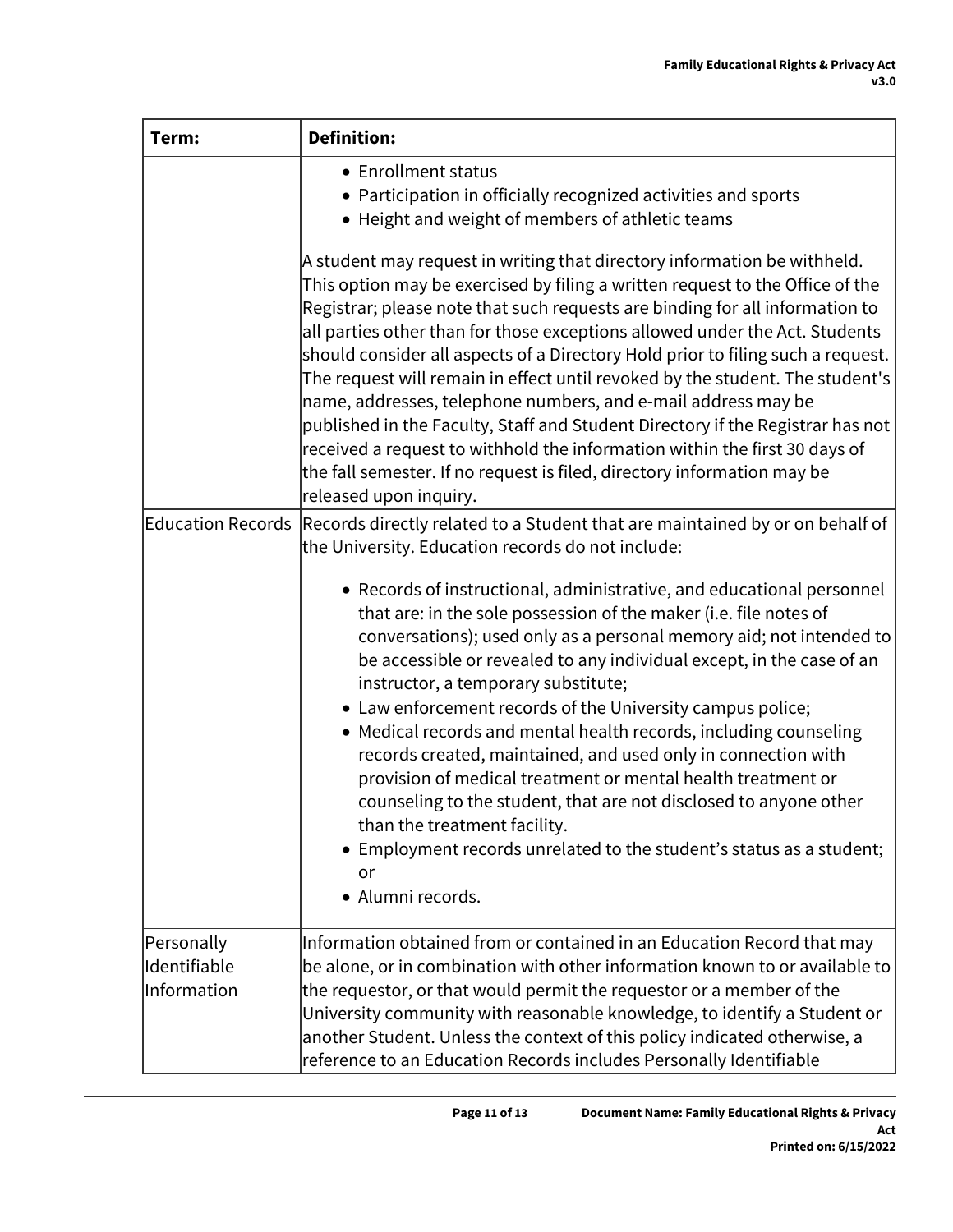| Term: | Definition: |
|---|---|
| | • Enrollment status<br>• Participation in officially recognized activities and sports<br>• Height and weight of members of athletic teams<br><br>A student may request in writing that directory information be withheld. This option may be exercised by filing a written request to the Office of the Registrar; please note that such requests are binding for all information to all parties other than for those exceptions allowed under the Act. Students should consider all aspects of a Directory Hold prior to filing such a request. The request will remain in effect until revoked by the student. The student's name, addresses, telephone numbers, and e-mail address may be published in the Faculty, Staff and Student Directory if the Registrar has not received a request to withhold the information within the first 30 days of the fall semester. If no request is filed, directory information may be released upon inquiry. |
| Education Records | Records directly related to a Student that are maintained by or on behalf of the University. Education records do not include:<br><br>• Records of instructional, administrative, and educational personnel that are: in the sole possession of the maker (i.e. file notes of conversations); used only as a personal memory aid; not intended to be accessible or revealed to any individual except, in the case of an instructor, a temporary substitute;<br>• Law enforcement records of the University campus police;<br>• Medical records and mental health records, including counseling records created, maintained, and used only in connection with provision of medical treatment or mental health treatment or counseling to the student, that are not disclosed to anyone other than the treatment facility.<br>• Employment records unrelated to the student's status as a student; or<br>• Alumni records. |
| Personally Identifiable Information | Information obtained from or contained in an Education Record that may be alone, or in combination with other information known to or available to the requestor, or that would permit the requestor or a member of the University community with reasonable knowledge, to identify a Student or another Student. Unless the context of this policy indicated otherwise, a reference to an Education Records includes Personally Identifiable |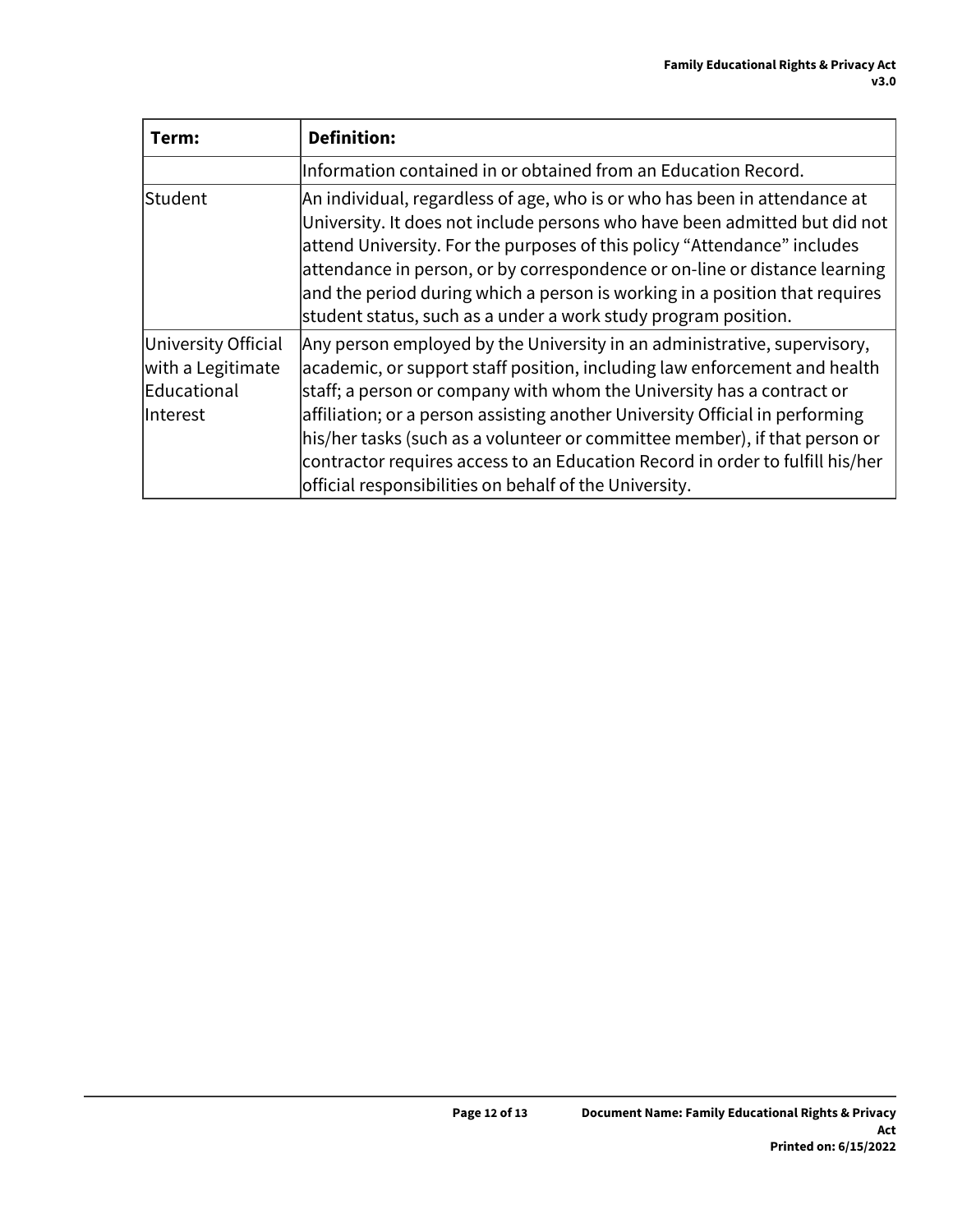| Term: | Definition: |
|---|---|
| | Information contained in or obtained from an Education Record. |
| Student | An individual, regardless of age, who is or who has been in attendance at University. It does not include persons who have been admitted but did not attend University. For the purposes of this policy "Attendance" includes attendance in person, or by correspondence or on-line or distance learning and the period during which a person is working in a position that requires student status, such as a under a work study program position. |
| University Official with a Legitimate Educational Interest | Any person employed by the University in an administrative, supervisory, academic, or support staff position, including law enforcement and health staff; a person or company with whom the University has a contract or affiliation; or a person assisting another University Official in performing his/her tasks (such as a volunteer or committee member), if that person or contractor requires access to an Education Record in order to fulfill his/her official responsibilities on behalf of the University. |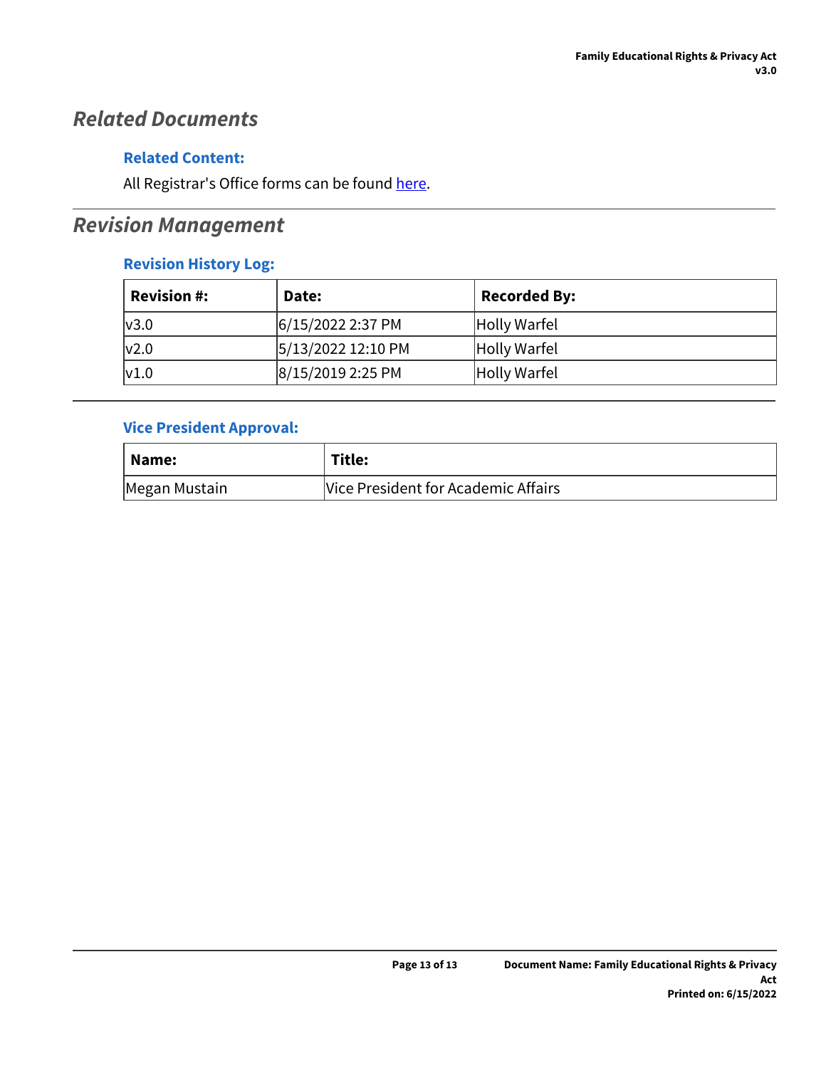## *Related Documents*

### Related Content:

All Registrar's Office forms can be found here.

---

## *Revision Management*

### Revision History Log:

| Revision #: | Date: | Recorded By: |
| --- | --- | --- |
| v3.0 | 6/15/2022 2:37 PM | Holly Warfel |
| v2.0 | 5/13/2022 12:10 PM | Holly Warfel |
| v1.0 | 8/15/2019 2:25 PM | Holly Warfel |

---

### Vice President Approval:

| Name: | Title: |
| --- | --- |
| Megan Mustain | Vice President for Academic Affairs |